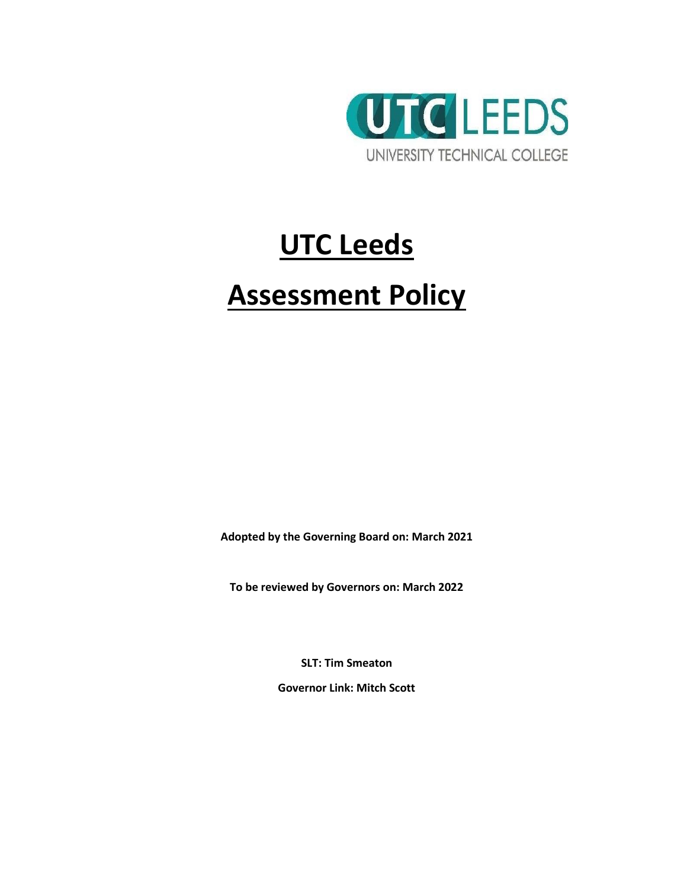# UTC Leeds

# Assessment Policy

**Adopted by the Governing Board on: March 2021**

**To be reviewed by Governors on: March 2022**

**SLT: Tim Smeaton**

**Governor Link: Mitch Scott**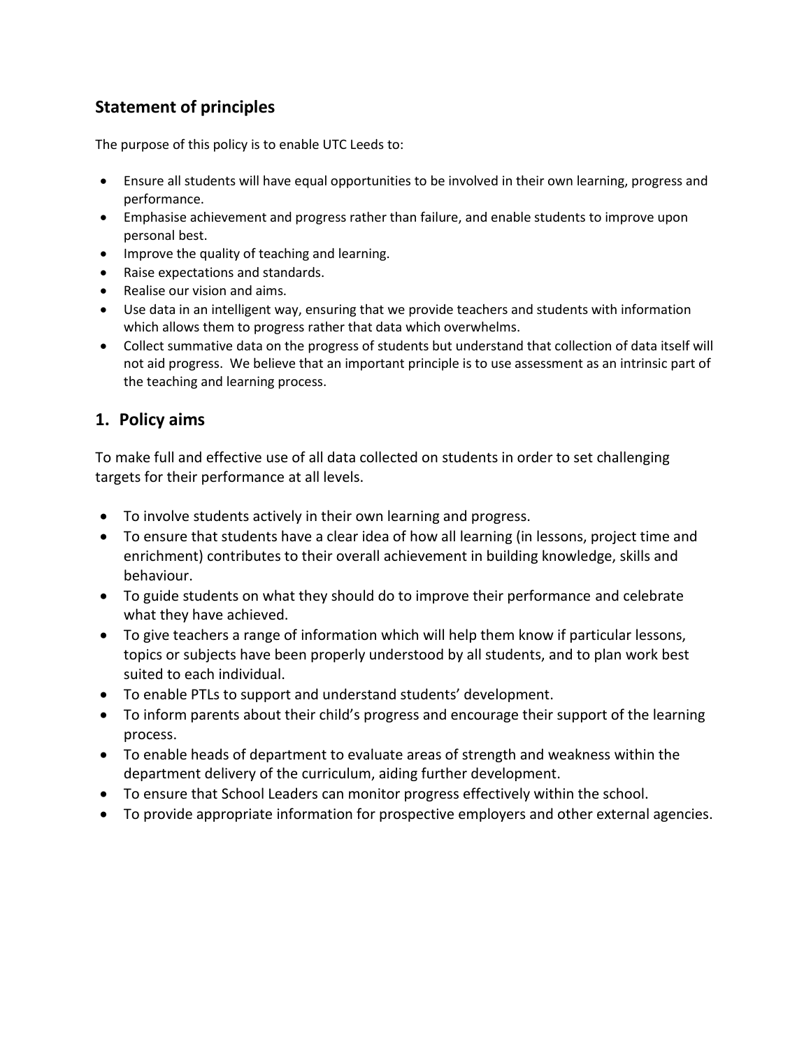## Statement of principles

The purpose of this policy is to enable UTC Leeds to:

- Ensure all students will have equal opportunities to be involved in their own learning, progress and performance.
- Emphasise achievement and progress rather than failure, and enable students to improve upon personal best.
- Improve the quality of teaching and learning.
- Raise expectations and standards.
- Realise our vision and aims.
- Use data in an intelligent way, ensuring that we provide teachers and students with information which allows them to progress rather that data which overwhelms.
- Collect summative data on the progress of students but understand that collection of data itself will not aid progress. We believe that an important principle is to use assessment as an intrinsic part of the teaching and learning process.

## 1. Policy aims

To make full and effective use of all data collected on students in order to set challenging targets for their performance at all levels.

- To involve students actively in their own learning and progress.
- To ensure that students have a clear idea of how all learning (in lessons, project time and enrichment) contributes to their overall achievement in building knowledge, skills and behaviour.
- To guide students on what they should do to improve their performance and celebrate what they have achieved.
- To give teachers a range of information which will help them know if particular lessons, topics or subjects have been properly understood by all students, and to plan work best suited to each individual.
- To enable PTLs to support and understand students' development.
- To inform parents about their child's progress and encourage their support of the learning process.
- To enable heads of department to evaluate areas of strength and weakness within the department delivery of the curriculum, aiding further development.
- To ensure that School Leaders can monitor progress effectively within the school.
- To provide appropriate information for prospective employers and other external agencies.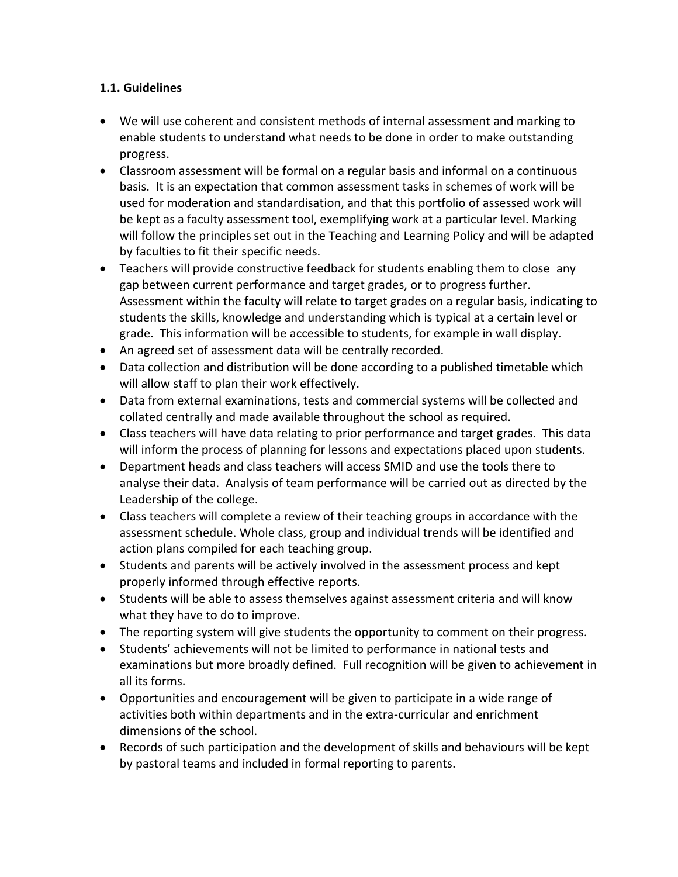### 1.1. Guidelines

- We will use coherent and consistent methods of internal assessment and marking to enable students to understand what needs to be done in order to make outstanding progress.
- Classroom assessment will be formal on a regular basis and informal on a continuous basis. It is an expectation that common assessment tasks in schemes of work will be used for moderation and standardisation, and that this portfolio of assessed work will be kept as a faculty assessment tool, exemplifying work at a particular level. Marking will follow the principles set out in the Teaching and Learning Policy and will be adapted by faculties to fit their specific needs.
- Teachers will provide constructive feedback for students enabling them to close any gap between current performance and target grades, or to progress further. Assessment within the faculty will relate to target grades on a regular basis, indicating to students the skills, knowledge and understanding which is typical at a certain level or grade. This information will be accessible to students, for example in wall display.
- An agreed set of assessment data will be centrally recorded.
- Data collection and distribution will be done according to a published timetable which will allow staff to plan their work effectively.
- Data from external examinations, tests and commercial systems will be collected and collated centrally and made available throughout the school as required.
- Class teachers will have data relating to prior performance and target grades. This data will inform the process of planning for lessons and expectations placed upon students.
- Department heads and class teachers will access SMID and use the tools there to analyse their data. Analysis of team performance will be carried out as directed by the Leadership of the college.
- Class teachers will complete a review of their teaching groups in accordance with the assessment schedule. Whole class, group and individual trends will be identified and action plans compiled for each teaching group.
- Students and parents will be actively involved in the assessment process and kept properly informed through effective reports.
- Students will be able to assess themselves against assessment criteria and will know what they have to do to improve.
- The reporting system will give students the opportunity to comment on their progress.
- Students' achievements will not be limited to performance in national tests and examinations but more broadly defined. Full recognition will be given to achievement in all its forms.
- Opportunities and encouragement will be given to participate in a wide range of activities both within departments and in the extra-curricular and enrichment dimensions of the school.
- Records of such participation and the development of skills and behaviours will be kept by pastoral teams and included in formal reporting to parents.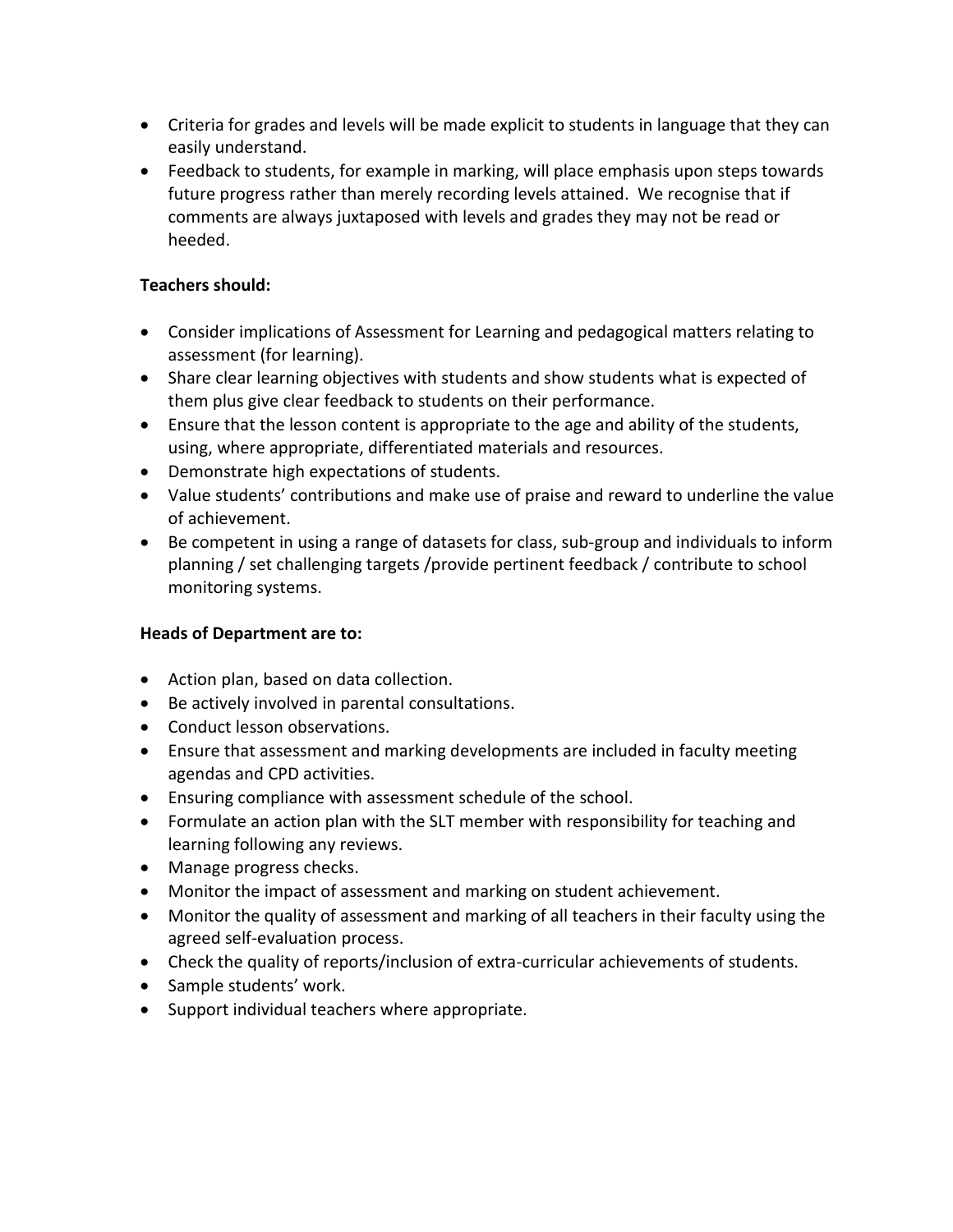- Criteria for grades and levels will be made explicit to students in language that they can easily understand.
- Feedback to students, for example in marking, will place emphasis upon steps towards future progress rather than merely recording levels attained. We recognise that if comments are always juxtaposed with levels and grades they may not be read or heeded.

**Teachers should:**

- Consider implications of Assessment for Learning and pedagogical matters relating to assessment (for learning).
- Share clear learning objectives with students and show students what is expected of them plus give clear feedback to students on their performance.
- Ensure that the lesson content is appropriate to the age and ability of the students, using, where appropriate, differentiated materials and resources.
- Demonstrate high expectations of students.
- Value students' contributions and make use of praise and reward to underline the value of achievement.
- Be competent in using a range of datasets for class, sub-group and individuals to inform planning / set challenging targets /provide pertinent feedback / contribute to school monitoring systems.

**Heads of Department are to:**

- Action plan, based on data collection.
- Be actively involved in parental consultations.
- Conduct lesson observations.
- Ensure that assessment and marking developments are included in faculty meeting agendas and CPD activities.
- Ensuring compliance with assessment schedule of the school.
- Formulate an action plan with the SLT member with responsibility for teaching and learning following any reviews.
- Manage progress checks.
- Monitor the impact of assessment and marking on student achievement.
- Monitor the quality of assessment and marking of all teachers in their faculty using the agreed self-evaluation process.
- Check the quality of reports/inclusion of extra-curricular achievements of students.
- Sample students' work.
- Support individual teachers where appropriate.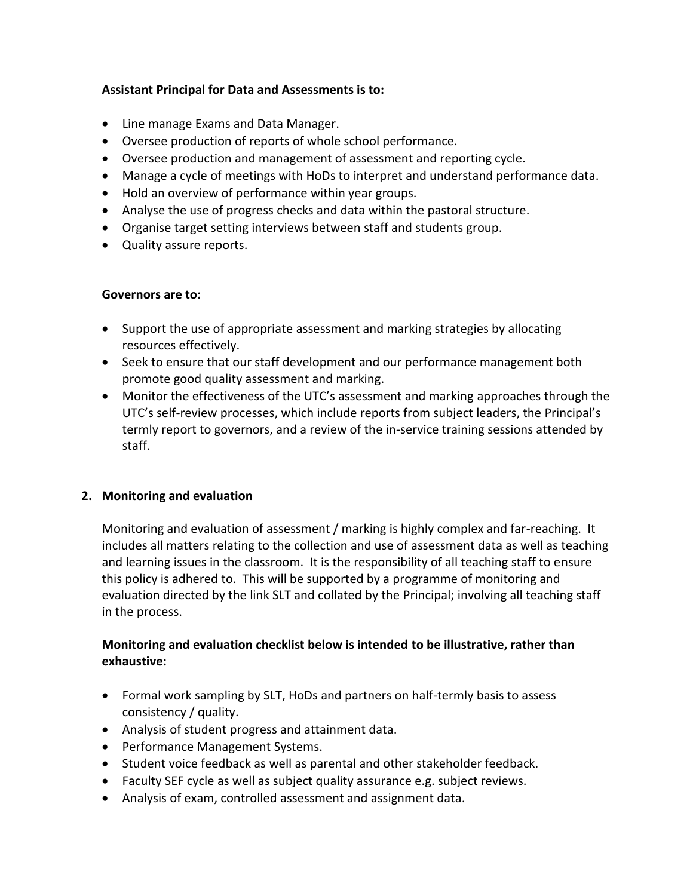**Assistant Principal for Data and Assessments is to:**

- Line manage Exams and Data Manager.
- Oversee production of reports of whole school performance.
- Oversee production and management of assessment and reporting cycle.
- Manage a cycle of meetings with HoDs to interpret and understand performance data.
- Hold an overview of performance within year groups.
- Analyse the use of progress checks and data within the pastoral structure.
- Organise target setting interviews between staff and students group.
- Quality assure reports.

**Governors are to:**

- Support the use of appropriate assessment and marking strategies by allocating resources effectively.
- Seek to ensure that our staff development and our performance management both promote good quality assessment and marking.
- Monitor the effectiveness of the UTC's assessment and marking approaches through the UTC's self-review processes, which include reports from subject leaders, the Principal's termly report to governors, and a review of the in-service training sessions attended by staff.

## 2. Monitoring and evaluation

Monitoring and evaluation of assessment / marking is highly complex and far-reaching. It includes all matters relating to the collection and use of assessment data as well as teaching and learning issues in the classroom. It is the responsibility of all teaching staff to ensure this policy is adhered to. This will be supported by a programme of monitoring and evaluation directed by the link SLT and collated by the Principal; involving all teaching staff in the process.

**Monitoring and evaluation checklist below is intended to be illustrative, rather than exhaustive:**

- Formal work sampling by SLT, HoDs and partners on half-termly basis to assess consistency / quality.
- Analysis of student progress and attainment data.
- Performance Management Systems.
- Student voice feedback as well as parental and other stakeholder feedback.
- Faculty SEF cycle as well as subject quality assurance e.g. subject reviews.
- Analysis of exam, controlled assessment and assignment data.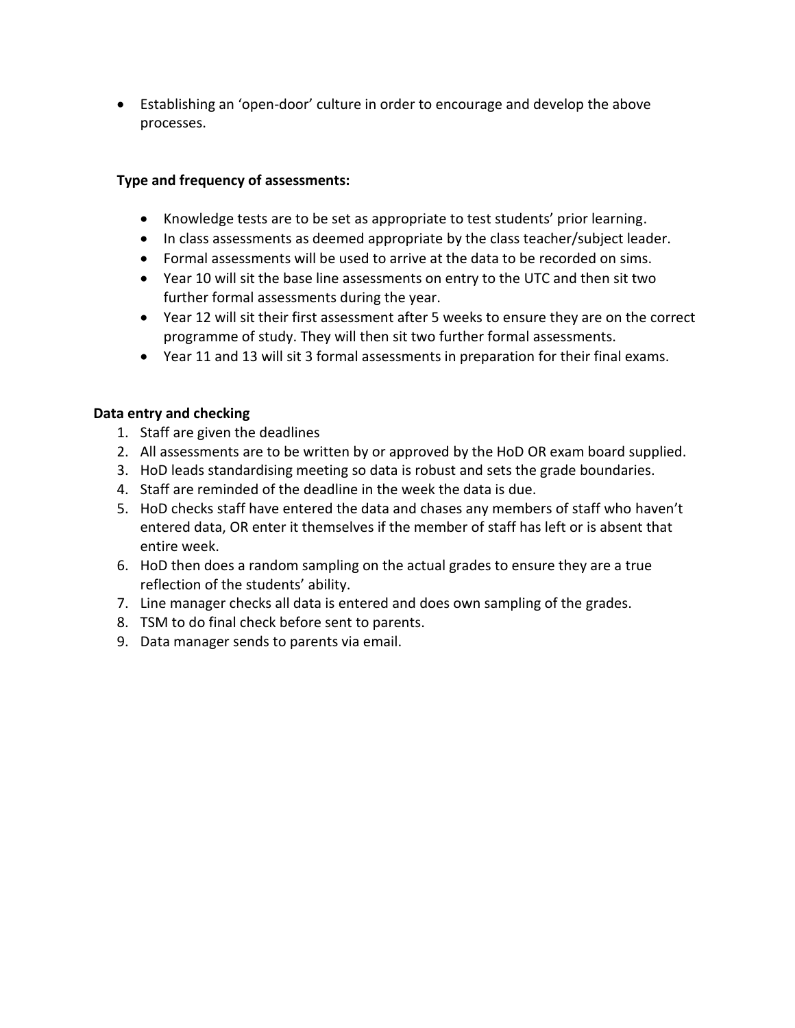- Establishing an 'open-door' culture in order to encourage and develop the above processes.

**Type and frequency of assessments:**

- Knowledge tests are to be set as appropriate to test students' prior learning.
- In class assessments as deemed appropriate by the class teacher/subject leader.
- Formal assessments will be used to arrive at the data to be recorded on sims.
- Year 10 will sit the base line assessments on entry to the UTC and then sit two further formal assessments during the year.
- Year 12 will sit their first assessment after 5 weeks to ensure they are on the correct programme of study. They will then sit two further formal assessments.
- Year 11 and 13 will sit 3 formal assessments in preparation for their final exams.

**Data entry and checking**

1. Staff are given the deadlines
2. All assessments are to be written by or approved by the HoD OR exam board supplied.
3. HoD leads standardising meeting so data is robust and sets the grade boundaries.
4. Staff are reminded of the deadline in the week the data is due.
5. HoD checks staff have entered the data and chases any members of staff who haven't entered data, OR enter it themselves if the member of staff has left or is absent that entire week.
6. HoD then does a random sampling on the actual grades to ensure they are a true reflection of the students' ability.
7. Line manager checks all data is entered and does own sampling of the grades.
8. TSM to do final check before sent to parents.
9. Data manager sends to parents via email.